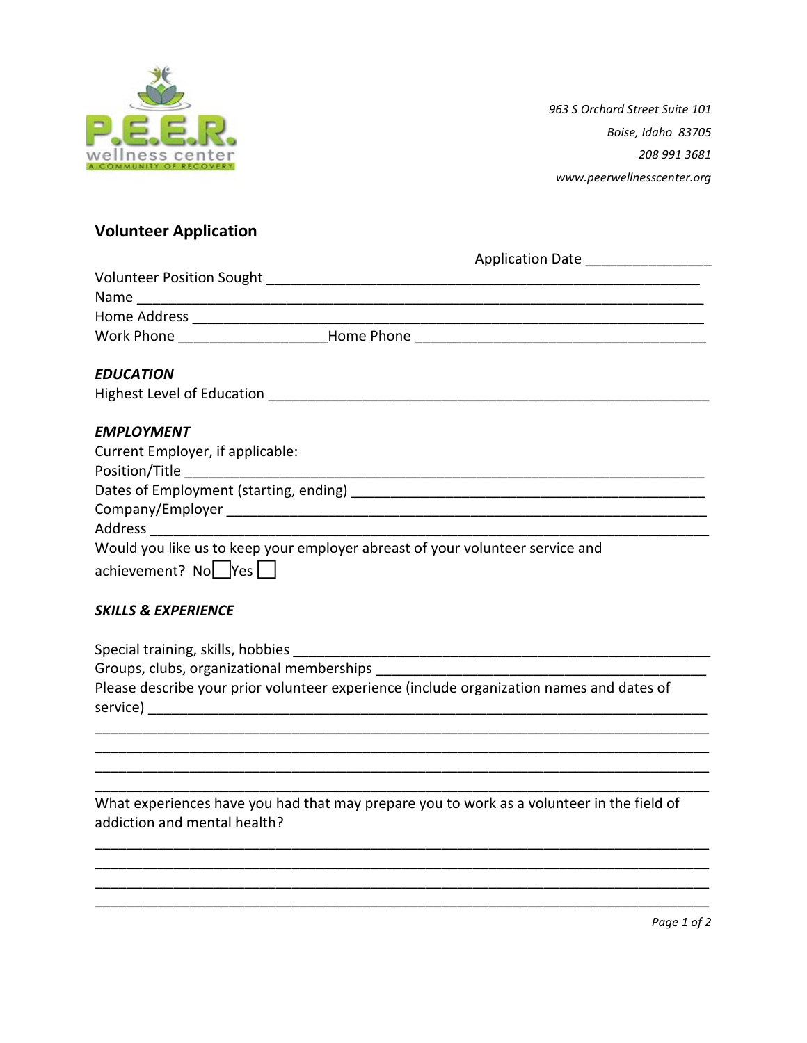P.E.E.R. wellness center
A COMMUNITY OF RECOVERY

963 S Orchard Street Suite 101
Boise, Idaho 83705
208 991 3681
www.peerwellnesscenter.org

## Volunteer Application

Application Date _______________

Volunteer Position Sought _______________________________________________________

Name ______________________________________________________________________

Home Address _______________________________________________________________

Work Phone __________________Home Phone ____________________________________

### *EDUCATION*

Highest Level of Education _________________________________________________________

### *EMPLOYMENT*

Current Employer, if applicable:

Position/Title ____________________________________________________________

Dates of Employment (starting, ending) ___________________________________________

Company/Employer ________________________________________________________

Address ________________________________________________________________

Would you like us to keep your employer abreast of your volunteer service and achievement? No ☐ Yes ☐

### *SKILLS & EXPERIENCE*

Special training, skills, hobbies _____________________________________________________

Groups, clubs, organizational memberships ___________________________________________

Please describe your prior volunteer experience (include organization names and dates of service) ____________________________________________________________________

______________________________________________________________________________

______________________________________________________________________________

______________________________________________________________________________

______________________________________________________________________________

What experiences have you had that may prepare you to work as a volunteer in the field of addiction and mental health?

______________________________________________________________________________

______________________________________________________________________________

______________________________________________________________________________

______________________________________________________________________________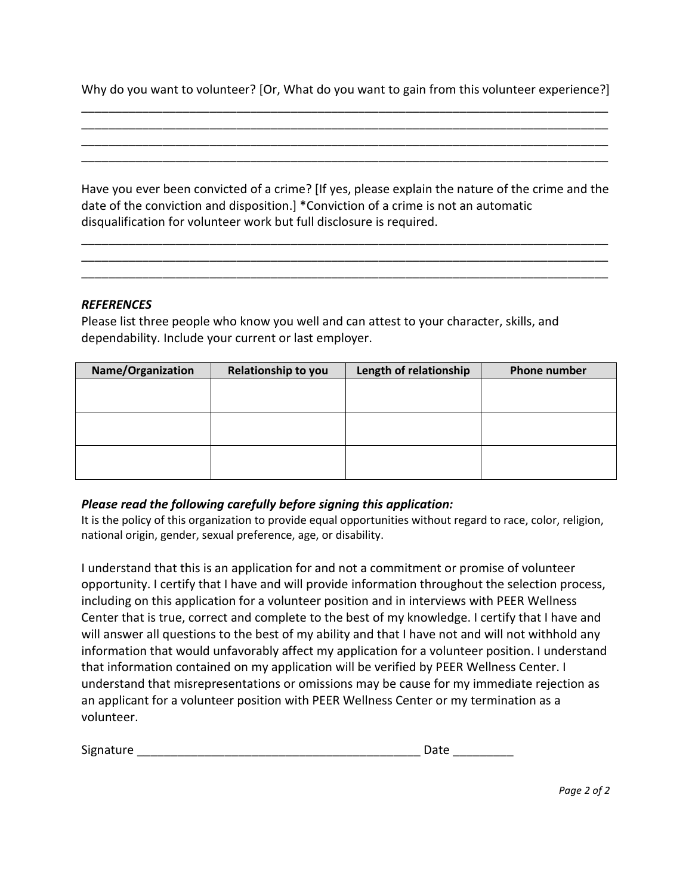Why do you want to volunteer? [Or, What do you want to gain from this volunteer experience?]

_______________________________________________________________________________
_______________________________________________________________________________
_______________________________________________________________________________
_______________________________________________________________________________

Have you ever been convicted of a crime? [If yes, please explain the nature of the crime and the date of the conviction and disposition.] *Conviction of a crime is not an automatic disqualification for volunteer work but full disclosure is required.

_______________________________________________________________________________
_______________________________________________________________________________
_______________________________________________________________________________

***REFERENCES***

Please list three people who know you well and can attest to your character, skills, and dependability. Include your current or last employer.

| Name/Organization | Relationship to you | Length of relationship | Phone number |
| --- | --- | --- | --- |
| | | | |
| | | | |
| | | | |

***Please read the following carefully before signing this application:***

It is the policy of this organization to provide equal opportunities without regard to race, color, religion, national origin, gender, sexual preference, age, or disability.

I understand that this is an application for and not a commitment or promise of volunteer opportunity. I certify that I have and will provide information throughout the selection process, including on this application for a volunteer position and in interviews with PEER Wellness Center that is true, correct and complete to the best of my knowledge. I certify that I have and will answer all questions to the best of my ability and that I have not and will not withhold any information that would unfavorably affect my application for a volunteer position. I understand that information contained on my application will be verified by PEER Wellness Center. I understand that misrepresentations or omissions may be cause for my immediate rejection as an applicant for a volunteer position with PEER Wellness Center or my termination as a volunteer.

Signature __________________________________________ Date _________